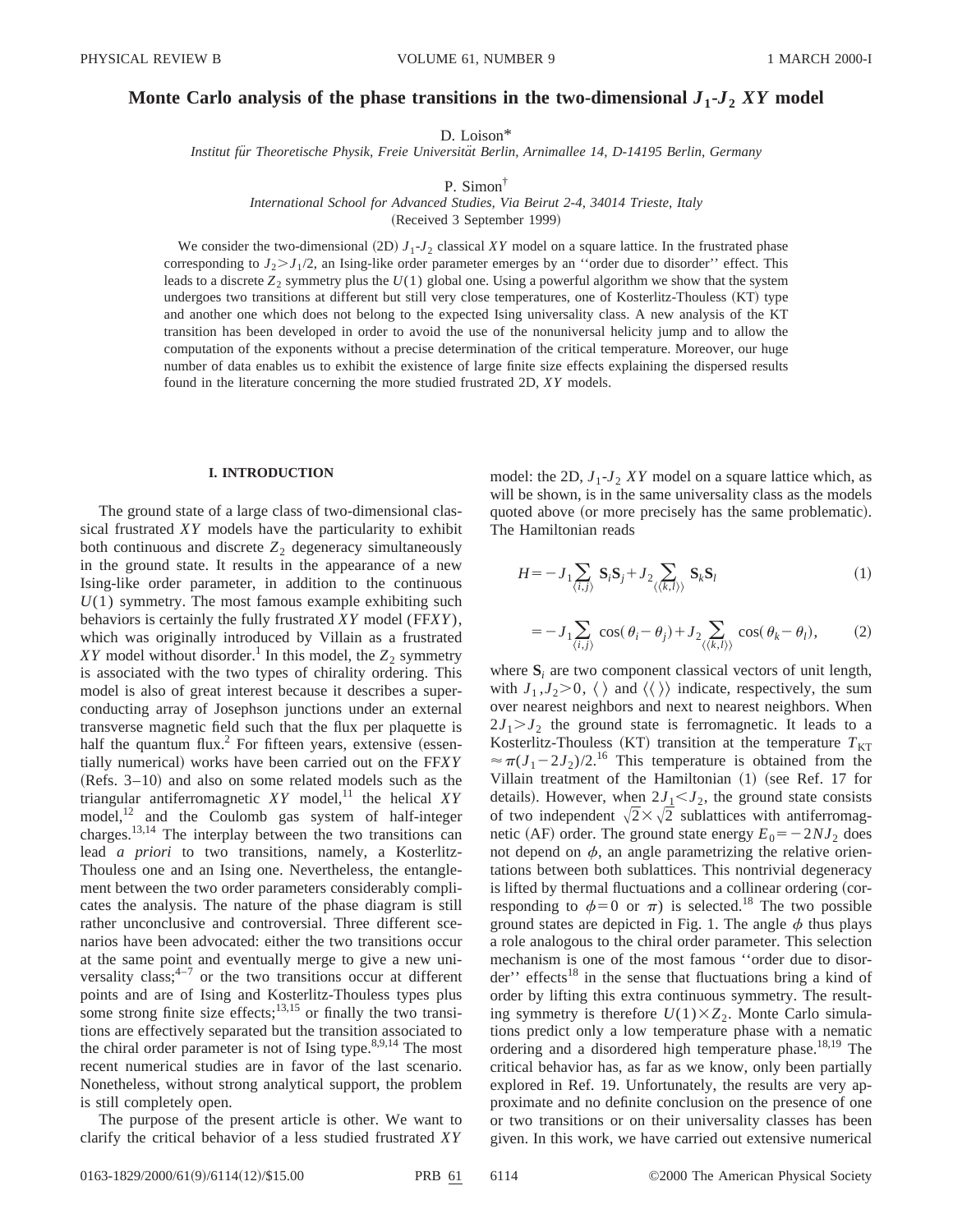# Monte Carlo analysis of the phase transitions in the two-dimensional $J_1$-$J_2$ $XY$ model

D. Loison*

*Institut für Theoretische Physik, Freie Universität Berlin, Arnimallee 14, D-14195 Berlin, Germany*

P. Simon†

*International School for Advanced Studies, Via Beirut 2-4, 34014 Trieste, Italy*

(Received 3 September 1999)

We consider the two-dimensional (2D) $J_1$-$J_2$ classical $XY$ model on a square lattice. In the frustrated phase corresponding to $J_2 > J_1/2$, an Ising-like order parameter emerges by an ''order due to disorder'' effect. This leads to a discrete $Z_2$ symmetry plus the $U(1)$ global one. Using a powerful algorithm we show that the system undergoes two transitions at different but still very close temperatures, one of Kosterlitz-Thouless (KT) type and another one which does not belong to the expected Ising universality class. A new analysis of the KT transition has been developed in order to avoid the use of the nonuniversal helicity jump and to allow the computation of the exponents without a precise determination of the critical temperature. Moreover, our huge number of data enables us to exhibit the existence of large finite size effects explaining the dispersed results found in the literature concerning the more studied frustrated 2D, $XY$ models.

## I. INTRODUCTION

The ground state of a large class of two-dimensional classical frustrated $XY$ models have the particularity to exhibit both continuous and discrete $Z_2$ degeneracy simultaneously in the ground state. It results in the appearance of a new Ising-like order parameter, in addition to the continuous $U(1)$ symmetry. The most famous example exhibiting such behaviors is certainly the fully frustrated $XY$ model (FF$XY$), which was originally introduced by Villain as a frustrated $XY$ model without disorder.[1] In this model, the $Z_2$ symmetry is associated with the two types of chirality ordering. This model is also of great interest because it describes a superconducting array of Josephson junctions under an external transverse magnetic field such that the flux per plaquette is half the quantum flux.[2] For fifteen years, extensive (essentially numerical) works have been carried out on the FF$XY$ (Refs. 3–10) and also on some related models such as the triangular antiferromagnetic $XY$ model,[11] the helical $XY$ model,[12] and the Coulomb gas system of half-integer charges.[13,14] The interplay between the two transitions can lead *a priori* to two transitions, namely, a Kosterlitz-Thouless one and an Ising one. Nevertheless, the entanglement between the two order parameters considerably complicates the analysis. The nature of the phase diagram is still rather unconclusive and controversial. Three different scenarios have been advocated: either the two transitions occur at the same point and eventually merge to give a new universality class;[4–7] or the two transitions occur at different points and are of Ising and Kosterlitz-Thouless types plus some strong finite size effects;[13,15] or finally the two transitions are effectively separated but the transition associated to the chiral order parameter is not of Ising type.[8,9,14] The most recent numerical studies are in favor of the last scenario. Nonetheless, without strong analytical support, the problem is still completely open.

The purpose of the present article is other. We want to clarify the critical behavior of a less studied frustrated $XY$ model: the 2D, $J_1$-$J_2$ $XY$ model on a square lattice which, as will be shown, is in the same universality class as the models quoted above (or more precisely has the same problematic). The Hamiltonian reads

$$H = -J_1 \sum_{\langle i,j \rangle} \mathbf{S}_i \mathbf{S}_j + J_2 \sum_{\langle\langle k,l \rangle\rangle} \mathbf{S}_k \mathbf{S}_l \tag{1}$$

$$= -J_1 \sum_{\langle i,j \rangle} \cos(\theta_i - \theta_j) + J_2 \sum_{\langle\langle k,l \rangle\rangle} \cos(\theta_k - \theta_l), \tag{2}$$

where $\mathbf{S}_i$ are two component classical vectors of unit length, with $J_1, J_2 > 0$, $\langle\,\rangle$ and $\langle\langle\,\rangle\rangle$ indicate, respectively, the sum over nearest neighbors and next to nearest neighbors. When $2J_1 > J_2$ the ground state is ferromagnetic. It leads to a Kosterlitz-Thouless (KT) transition at the temperature $T_{\mathrm{KT}} \approx \pi(J_1 - 2J_2)/2$.[16] This temperature is obtained from the Villain treatment of the Hamiltonian (1) (see Ref. 17 for details). However, when $2J_1 < J_2$, the ground state consists of two independent $\sqrt{2} \times \sqrt{2}$ sublattices with antiferromagnetic (AF) order. The ground state energy $E_0 = -2NJ_2$ does not depend on $\phi$, an angle parametrizing the relative orientations between both sublattices. This nontrivial degeneracy is lifted by thermal fluctuations and a collinear ordering (corresponding to $\phi = 0$ or $\pi$) is selected.[18] The two possible ground states are depicted in Fig. 1. The angle $\phi$ thus plays a role analogous to the chiral order parameter. This selection mechanism is one of the most famous ''order due to disorder'' effects[18] in the sense that fluctuations bring a kind of order by lifting this extra continuous symmetry. The resulting symmetry is therefore $U(1) \times Z_2$. Monte Carlo simulations predict only a low temperature phase with a nematic ordering and a disordered high temperature phase.[18,19] The critical behavior has, as far as we know, only been partially explored in Ref. 19. Unfortunately, the results are very approximate and no definite conclusion on the presence of one or two transitions or on their universality classes has been given. In this work, we have carried out extensive numerical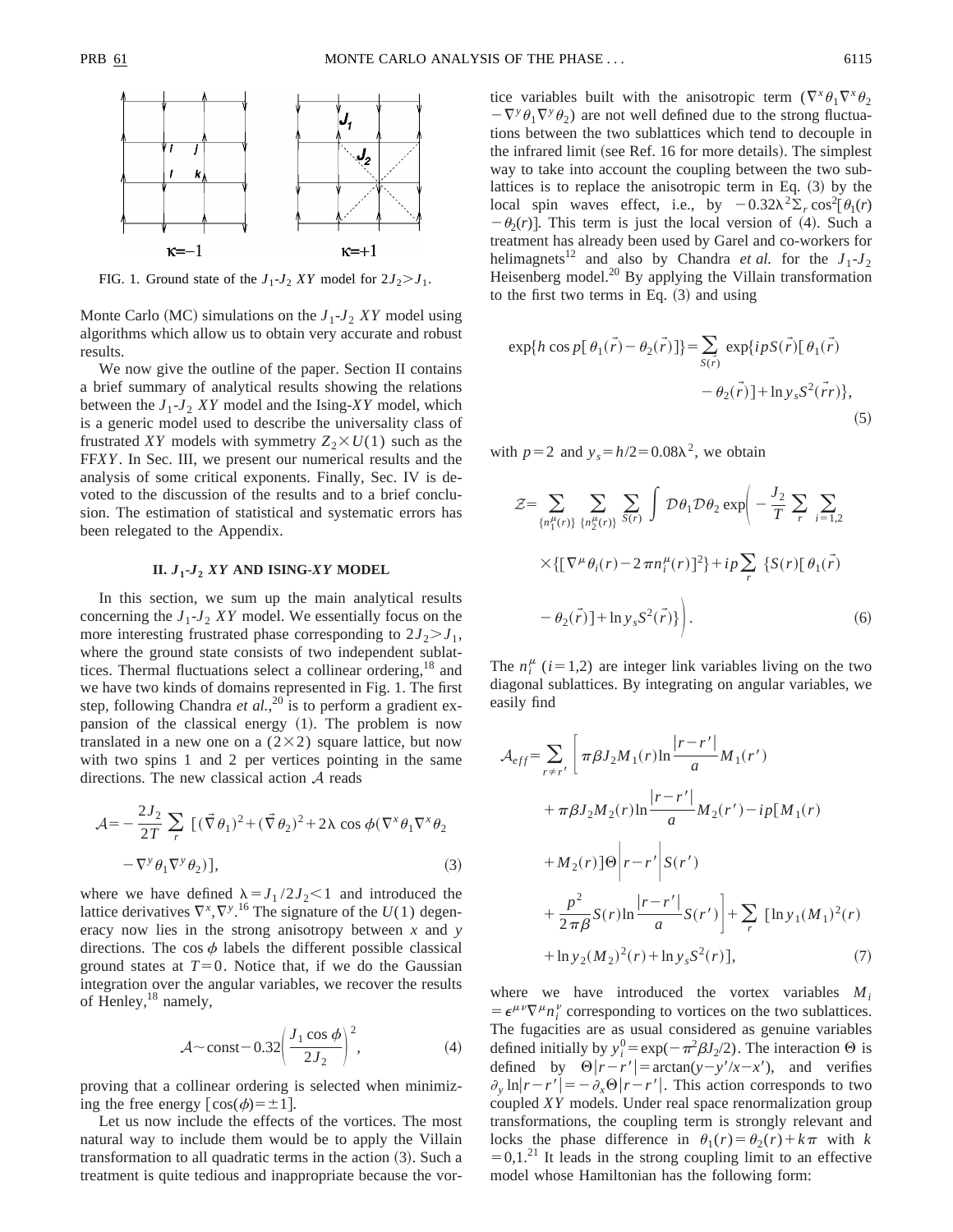FIG. 1. Ground state of the $J_1$-$J_2$ $XY$ model for $2J_2 > J_1$.

Monte Carlo (MC) simulations on the $J_1$-$J_2$ $XY$ model using algorithms which allow us to obtain very accurate and robust results.

We now give the outline of the paper. Section II contains a brief summary of analytical results showing the relations between the $J_1$-$J_2$ $XY$ model and the Ising-$XY$ model, which is a generic model used to describe the universality class of frustrated $XY$ models with symmetry $Z_2 \times U(1)$ such as the FF$XY$. In Sec. III, we present our numerical results and the analysis of some critical exponents. Finally, Sec. IV is devoted to the discussion of the results and to a brief conclusion. The estimation of statistical and systematic errors has been relegated to the Appendix.

## II. $J_1$-$J_2$ $XY$ AND ISING-$XY$ MODEL

In this section, we sum up the main analytical results concerning the $J_1$-$J_2$ $XY$ model. We essentially focus on the more interesting frustrated phase corresponding to $2J_2 > J_1$, where the ground state consists of two independent sublattices. Thermal fluctuations select a collinear ordering,[18] and we have two kinds of domains represented in Fig. 1. The first step, following Chandra *et al.*,[20] is to perform a gradient expansion of the classical energy (1). The problem is now translated in a new one on a $(2\times 2)$ square lattice, but now with two spins 1 and 2 per vertices pointing in the same directions. The new classical action $\mathcal{A}$ reads

$$\mathcal{A} = -\frac{2J_2}{2T}\sum_r \left[(\vec{\nabla}\theta_1)^2 + (\vec{\nabla}\theta_2)^2 + 2\lambda\cos\phi(\nabla^x\theta_1\nabla^x\theta_2 - \nabla^y\theta_1\nabla^y\theta_2)\right], \tag{3}$$

where we have defined $\lambda = J_1/2J_2 < 1$ and introduced the lattice derivatives $\nabla^x, \nabla^y$.[16] The signature of the $U(1)$ degeneracy now lies in the strong anisotropy between $x$ and $y$ directions. The $\cos\phi$ labels the different possible classical ground states at $T=0$. Notice that, if we do the Gaussian integration over the angular variables, we recover the results of Henley,[18] namely,

$$\mathcal{A} \sim \text{const} - 0.32\left(\frac{J_1\cos\phi}{2J_2}\right)^2, \tag{4}$$

proving that a collinear ordering is selected when minimizing the free energy $[\cos(\phi) = \pm 1]$.

Let us now include the effects of the vortices. The most natural way to include them would be to apply the Villain transformation to all quadratic terms in the action (3). Such a treatment is quite tedious and inappropriate because the vortice variables built with the anisotropic term $(\nabla^x\theta_1\nabla^x\theta_2 - \nabla^y\theta_1\nabla^y\theta_2)$ are not well defined due to the strong fluctuations between the two sublattices which tend to decouple in the infrared limit (see Ref. 16 for more details). The simplest way to take into account the coupling between the two sublattices is to replace the anisotropic term in Eq. (3) by the local spin waves effect, i.e., by $-0.32\lambda^2\Sigma_r\cos^2[\theta_1(r) - \theta_2(r)]$. This term is just the local version of (4). Such a treatment has already been used by Garel and co-workers for helimagnets[12] and also by Chandra *et al.* for the $J_1$-$J_2$ Heisenberg model.[20] By applying the Villain transformation to the first two terms in Eq. (3) and using

$$\exp\{h\cos p[\theta_1(\vec{r}) - \theta_2(\vec{r})]\} = \sum_{S(r)}\exp\{ipS(\vec{r})[\theta_1(\vec{r}) - \theta_2(\vec{r})] + \ln y_s S^2(\vec{r}r)\}, \tag{5}$$

with $p=2$ and $y_s = h/2 = 0.08\lambda^2$, we obtain

$$\mathcal{Z} = \sum_{\{n_1^\mu(r)\}}\sum_{\{n_2^\mu(r)\}}\sum_{S(r)}\int \mathcal{D}\theta_1\mathcal{D}\theta_2\exp\left(-\frac{J_2}{T}\sum_r\sum_{i=1,2}\times\{[\nabla^\mu\theta_i(r) - 2\pi n_i^\mu(r)]^2\} + ip\sum_r\{S(r)[\theta_1(\vec{r}) - \theta_2(\vec{r})] + \ln y_s S^2(\vec{r})\}\right). \tag{6}$$

The $n_i^\mu$ $(i=1,2)$ are integer link variables living on the two diagonal sublattices. By integrating on angular variables, we easily find

$$\begin{aligned}\mathcal{A}_{eff} = \sum_{r\neq r'}\Bigg[&\pi\beta J_2 M_1(r)\ln\frac{|r-r'|}{a}M_1(r') + \pi\beta J_2 M_2(r)\ln\frac{|r-r'|}{a}M_2(r') - ip[M_1(r) + M_2(r)]\Theta\left|r-r'\right|S(r') \\ &+ \frac{p^2}{2\pi\beta}S(r)\ln\frac{|r-r'|}{a}S(r')\Bigg] + \sum_r[\ln y_1(M_1)^2(r) + \ln y_2(M_2)^2(r) + \ln y_s S^2(r)],\end{aligned} \tag{7}$$

where we have introduced the vortex variables $M_i = \epsilon^{\mu\nu}\nabla^\mu n_i^\nu$ corresponding to vortices on the two sublattices. The fugacities are as usual considered as genuine variables defined initially by $y_i^0 = \exp(-\pi^2\beta J_2/2)$. The interaction $\Theta$ is defined by $\Theta|r-r'| = \arctan(y-y'/x-x')$, and verifies $\partial_y\ln|r-r'| = -\partial_x\Theta|r-r'|$. This action corresponds to two coupled $XY$ models. Under real space renormalization group transformations, the coupling term is strongly relevant and locks the phase difference in $\theta_1(r) = \theta_2(r) + k\pi$ with $k = 0,1$.[21] It leads in the strong coupling limit to an effective model whose Hamiltonian has the following form: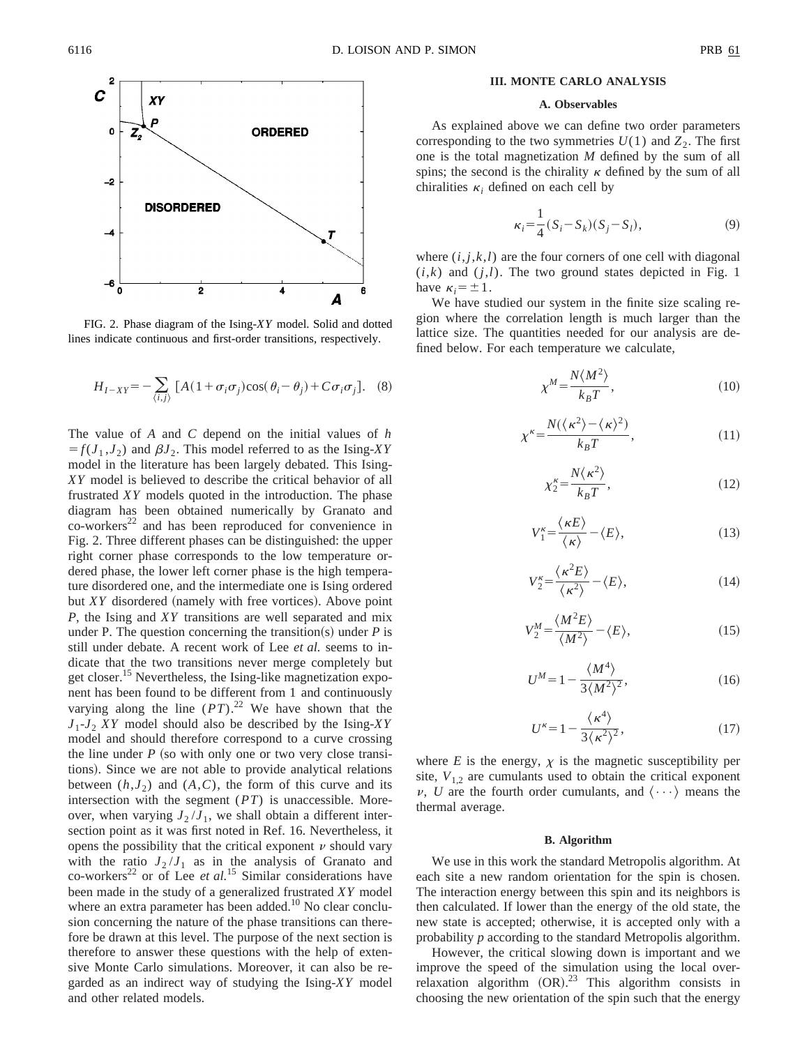FIG. 2. Phase diagram of the Ising-$XY$ model. Solid and dotted lines indicate continuous and first-order transitions, respectively.

$$H_{I-XY} = -\sum_{\langle i,j \rangle} [A(1+\sigma_i\sigma_j)\cos(\theta_i-\theta_j) + C\sigma_i\sigma_j]. \quad (8)$$

The value of $A$ and $C$ depend on the initial values of $h = f(J_1,J_2)$ and $\beta J_2$. This model referred to as the Ising-$XY$ model in the literature has been largely debated. This Ising-$XY$ model is believed to describe the critical behavior of all frustrated $XY$ models quoted in the introduction. The phase diagram has been obtained numerically by Granato and co-workers[22] and has been reproduced for convenience in Fig. 2. Three different phases can be distinguished: the upper right corner phase corresponds to the low temperature ordered phase, the lower left corner phase is the high temperature disordered one, and the intermediate one is Ising ordered but $XY$ disordered (namely with free vortices). Above point $P$, the Ising and $XY$ transitions are well separated and mix under P. The question concerning the transition(s) under $P$ is still under debate. A recent work of Lee *et al.* seems to indicate that the two transitions never merge completely but get closer.[15] Nevertheless, the Ising-like magnetization exponent has been found to be different from 1 and continuously varying along the line $(PT)$.[22] We have shown that the $J_1$-$J_2$ $XY$ model should also be described by the Ising-$XY$ model and should therefore correspond to a curve crossing the line under $P$ (so with only one or two very close transitions). Since we are not able to provide analytical relations between $(h,J_2)$ and $(A,C)$, the form of this curve and its intersection with the segment $(PT)$ is unaccessible. Moreover, when varying $J_2/J_1$, we shall obtain a different intersection point as it was first noted in Ref. 16. Nevertheless, it opens the possibility that the critical exponent $\nu$ should vary with the ratio $J_2/J_1$ as in the analysis of Granato and co-workers[22] or of Lee *et al.*[15] Similar considerations have been made in the study of a generalized frustrated $XY$ model where an extra parameter has been added.[10] No clear conclusion concerning the nature of the phase transitions can therefore be drawn at this level. The purpose of the next section is therefore to answer these questions with the help of extensive Monte Carlo simulations. Moreover, it can also be regarded as an indirect way of studying the Ising-$XY$ model and other related models.

## III. MONTE CARLO ANALYSIS

### A. Observables

As explained above we can define two order parameters corresponding to the two symmetries $U(1)$ and $Z_2$. The first one is the total magnetization $M$ defined by the sum of all spins; the second is the chirality $\kappa$ defined by the sum of all chiralities $\kappa_i$ defined on each cell by

$$\kappa_i = \frac{1}{4}(S_i - S_k)(S_j - S_l), \quad (9)$$

where $(i,j,k,l)$ are the four corners of one cell with diagonal $(i,k)$ and $(j,l)$. The two ground states depicted in Fig. 1 have $\kappa_i = \pm 1$.

We have studied our system in the finite size scaling region where the correlation length is much larger than the lattice size. The quantities needed for our analysis are defined below. For each temperature we calculate,

$$\chi^M = \frac{N\langle M^2 \rangle}{k_B T}, \quad (10)$$

$$\chi^\kappa = \frac{N(\langle \kappa^2 \rangle - \langle \kappa \rangle^2)}{k_B T}, \quad (11)$$

$$\chi_2^\kappa = \frac{N\langle \kappa^2 \rangle}{k_B T}, \quad (12)$$

$$V_1^\kappa = \frac{\langle \kappa E \rangle}{\langle \kappa \rangle} - \langle E \rangle, \quad (13)$$

$$V_2^\kappa = \frac{\langle \kappa^2 E \rangle}{\langle \kappa^2 \rangle} - \langle E \rangle, \quad (14)$$

$$V_2^M = \frac{\langle M^2 E \rangle}{\langle M^2 \rangle} - \langle E \rangle, \quad (15)$$

$$U^M = 1 - \frac{\langle M^4 \rangle}{3\langle M^2 \rangle^2}, \quad (16)$$

$$U^\kappa = 1 - \frac{\langle \kappa^4 \rangle}{3\langle \kappa^2 \rangle^2}, \quad (17)$$

where $E$ is the energy, $\chi$ is the magnetic susceptibility per site, $V_{1,2}$ are cumulants used to obtain the critical exponent $\nu$, $U$ are the fourth order cumulants, and $\langle \cdots \rangle$ means the thermal average.

### B. Algorithm

We use in this work the standard Metropolis algorithm. At each site a new random orientation for the spin is chosen. The interaction energy between this spin and its neighbors is then calculated. If lower than the energy of the old state, the new state is accepted; otherwise, it is accepted only with a probability $p$ according to the standard Metropolis algorithm.

However, the critical slowing down is important and we improve the speed of the simulation using the local over-relaxation algorithm (OR).[23] This algorithm consists in choosing the new orientation of the spin such that the energy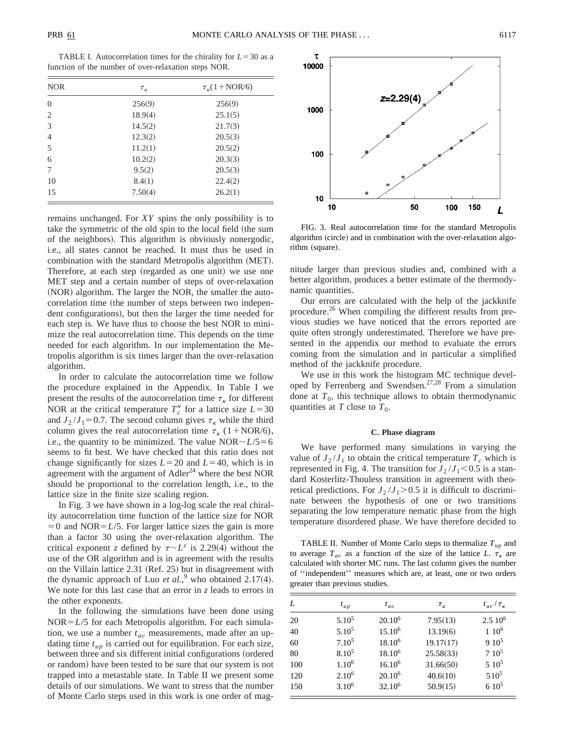TABLE I. Autocorrelation times for the chirality for $L=30$ as a function of the number of over-relaxation steps NOR.

| NOR | $\tau_\kappa$ | $\tau_\kappa(1+\text{NOR}/6)$ |
|---|---|---|
| 0 | 256(9) | 256(9) |
| 2 | 18.9(4) | 25.1(5) |
| 3 | 14.5(2) | 21.7(3) |
| 4 | 12.3(2) | 20.5(3) |
| 5 | 11.2(1) | 20.5(2) |
| 6 | 10.2(2) | 20.3(3) |
| 7 | 9.5(2) | 20.5(3) |
| 10 | 8.4(1) | 22.4(2) |
| 15 | 7.50(4) | 26.2(1) |

remains unchanged. For *XY* spins the only possibility is to take the symmetric of the old spin to the local field (the sum of the neighbors). This algorithm is obviously nonergodic, i.e., all states cannot be reached. It must thus be used in combination with the standard Metropolis algorithm (MET). Therefore, at each step (regarded as one unit) we use one MET step and a certain number of steps of over-relaxation (NOR) algorithm. The larger the NOR, the smaller the autocorrelation time (the number of steps between two independent configurations), but then the larger the time needed for each step is. We have thus to choose the best NOR to minimize the real autocorrelation time. This depends on the time needed for each algorithm. In our implementation the Metropolis algorithm is six times larger than the over-relaxation algorithm.

In order to calculate the autocorrelation time we follow the procedure explained in the Appendix. In Table I we present the results of the autocorrelation time $\tau_\kappa$ for different NOR at the critical temperature $T_c^\kappa$ for a lattice size $L=30$ and $J_2/J_1=0.7$. The second column gives $\tau_\kappa$ while the third column gives the real autocorrelation time $\tau_\kappa$ $(1+\text{NOR}/6)$, i.e., the quantity to be minimized. The value $\text{NOR}\sim L/5=6$ seems to fit best. We have checked that this ratio does not change significantly for sizes $L=20$ and $L=40$, which is in agreement with the argument of Adler[24] where the best NOR should be proportional to the correlation length, i.e., to the lattice size in the finite size scaling region.

In Fig. 3 we have shown in a log-log scale the real chirality autocorrelation time function of the lattice size for $\text{NOR}=0$ and $\text{NOR}=L/5$. For larger lattice sizes the gain is more than a factor 30 using the over-relaxation algorithm. The critical exponent $z$ defined by $\tau\sim L^z$ is 2.29(4) without the use of the OR algorithm and is in agreement with the results on the Villain lattice 2.31 (Ref. 25) but in disagreement with the dynamic approach of Luo *et al.*,[9] who obtained 2.17(4). We note for this last case that an error in $z$ leads to errors in the other exponents.

In the following the simulations have been done using $\text{NOR}=L/5$ for each Metropolis algorithm. For each simulation, we use a number $t_{av}$ measurements, made after an updating time $t_{up}$ is carried out for equilibration. For each size, between three and six different initial configurations (ordered or random) have been tested to be sure that our system is not trapped into a metastable state. In Table II we present some details of our simulations. We want to stress that the number of Monte Carlo steps used in this work is one order of magnitude larger than previous studies and, combined with a better algorithm, produces a better estimate of the thermodynamic quantities.

FIG. 3. Real autocorrelation time for the standard Metropolis algorithm (circle) and in combination with the over-relaxation algorithm (square).

Our errors are calculated with the help of the jackknife procedure.[26] When compiling the different results from previous studies we have noticed that the errors reported are quite often strongly underestimated. Therefore we have presented in the appendix our method to evaluate the errors coming from the simulation and in particular a simplified method of the jackknife procedure.

We use in this work the histogram MC technique developed by Ferrenberg and Swendsen.[27,28] From a simulation done at $T_0$, this technique allows to obtain thermodynamic quantities at $T$ close to $T_0$.

### C. Phase diagram

We have performed many simulations in varying the value of $J_2/J_1$ to obtain the critical temperature $T_c$ which is represented in Fig. 4. The transition for $J_2/J_1<0.5$ is a standard Kosterlitz-Thouless transition in agreement with theoretical predictions. For $J_2/J_1>0.5$ it is difficult to discriminate between the hypothesis of one or two transitions separating the low temperature nematic phase from the high temperature disordered phase. We have therefore decided to

TABLE II. Number of Monte Carlo steps to thermalize $T_{up}$ and to average $T_{av}$ as a function of the size of the lattice $L$. $\tau_\kappa$ are calculated with shorter MC runs. The last column gives the number of "independent" measures which are, at least, one or two orders greater than previous studies.

| $L$ | $t_{up}$ | $t_{av}$ | $\tau_\kappa$ | $t_{av}/\tau_\kappa$ |
|---|---|---|---|---|
| 20 | $5.10^5$ | $20.10^6$ | 7.95(13) | $2.5\ 10^6$ |
| 40 | $5.10^5$ | $15.10^6$ | 13.19(6) | $1\ 10^6$ |
| 60 | $7.10^5$ | $18.10^6$ | 19.17(17) | $9\ 10^5$ |
| 80 | $8.10^5$ | $18.10^6$ | 25.58(33) | $7\ 10^5$ |
| 100 | $1.10^6$ | $16.10^6$ | 31.66(50) | $5\ 10^5$ |
| 120 | $2.10^6$ | $20.10^6$ | 40.6(10) | $5 10^5$ |
| 150 | $3.10^6$ | $32.10^6$ | 50.9(15) | $6\ 10^5$ |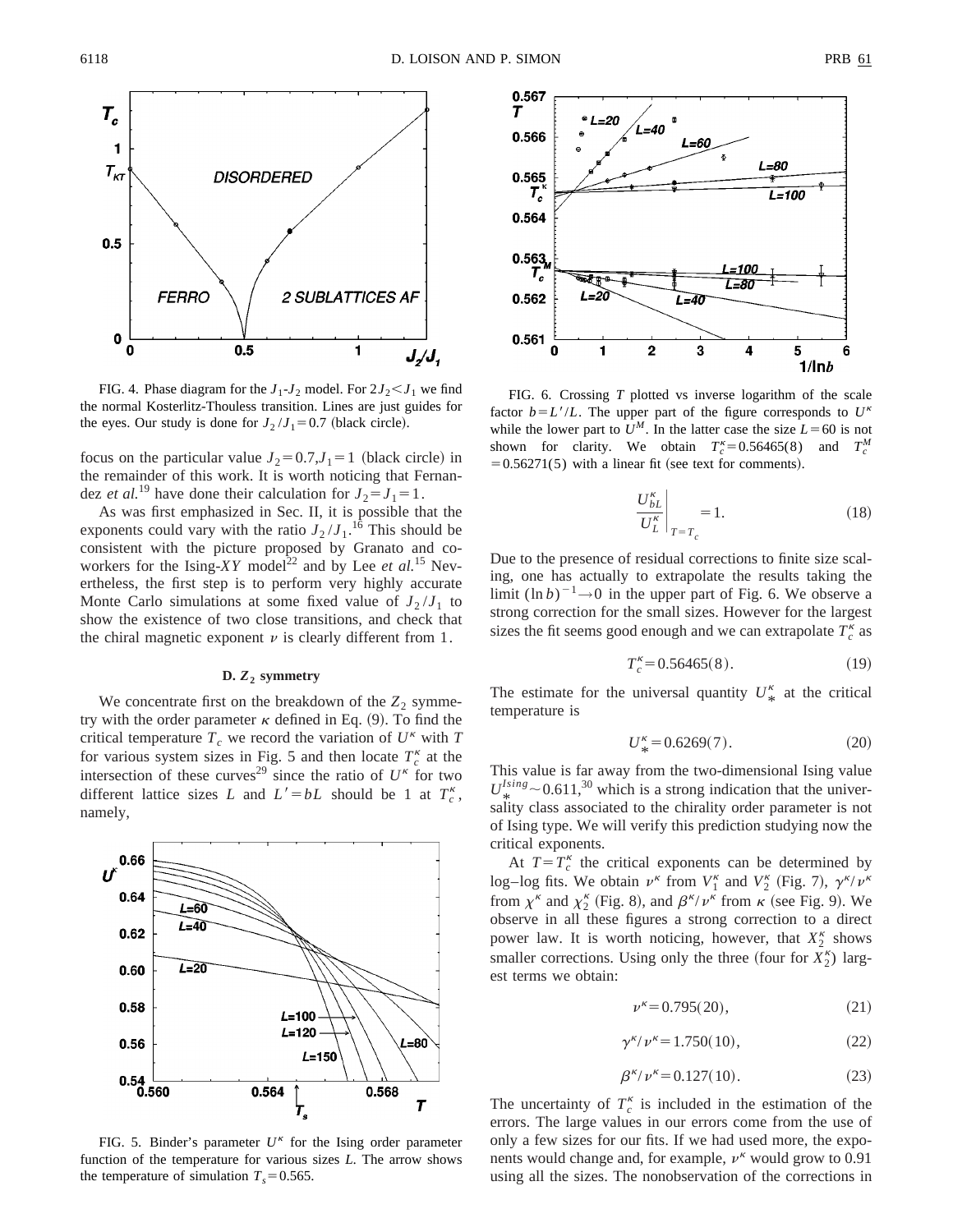FIG. 4. Phase diagram for the $J_1$-$J_2$ model. For $2J_2 < J_1$ we find the normal Kosterlitz-Thouless transition. Lines are just guides for the eyes. Our study is done for $J_2/J_1 = 0.7$ (black circle).

focus on the particular value $J_2 = 0.7, J_1 = 1$ (black circle) in the remainder of this work. It is worth noticing that Fernandez *et al.*[19] have done their calculation for $J_2 = J_1 = 1$.

As was first emphasized in Sec. II, it is possible that the exponents could vary with the ratio $J_2/J_1$.[16] This should be consistent with the picture proposed by Granato and coworkers for the Ising-*XY* model[22] and by Lee *et al.*[15] Nevertheless, the first step is to perform very highly accurate Monte Carlo simulations at some fixed value of $J_2/J_1$ to show the existence of two close transitions, and check that the chiral magnetic exponent $\nu$ is clearly different from 1.

### D. $Z_2$ symmetry

We concentrate first on the breakdown of the $Z_2$ symmetry with the order parameter $\kappa$ defined in Eq. (9). To find the critical temperature $T_c$ we record the variation of $U^\kappa$ with $T$ for various system sizes in Fig. 5 and then locate $T_c^\kappa$ at the intersection of these curves[29] since the ratio of $U^\kappa$ for two different lattice sizes $L$ and $L' = bL$ should be 1 at $T_c^\kappa$, namely,

FIG. 5. Binder's parameter $U^\kappa$ for the Ising order parameter function of the temperature for various sizes $L$. The arrow shows the temperature of simulation $T_s = 0.565$.

FIG. 6. Crossing $T$ plotted vs inverse logarithm of the scale factor $b = L'/L$. The upper part of the figure corresponds to $U^\kappa$ while the lower part to $U^M$. In the latter case the size $L = 60$ is not shown for clarity. We obtain $T_c^\kappa = 0.56465(8)$ and $T_c^M = 0.56271(5)$ with a linear fit (see text for comments).

$$\left. \frac{U_{bL}^\kappa}{U_L^\kappa} \right|_{T=T_c} = 1. \tag{18}$$

Due to the presence of residual corrections to finite size scaling, one has actually to extrapolate the results taking the limit $(\ln b)^{-1} \rightarrow 0$ in the upper part of Fig. 6. We observe a strong correction for the small sizes. However for the largest sizes the fit seems good enough and we can extrapolate $T_c^\kappa$ as

$$T_c^\kappa = 0.56465(8). \tag{19}$$

The estimate for the universal quantity $U_*^\kappa$ at the critical temperature is

$$U_*^\kappa = 0.6269(7). \tag{20}$$

This value is far away from the two-dimensional Ising value $U_*^{Ising} \sim 0.611$,[30] which is a strong indication that the universality class associated to the chirality order parameter is not of Ising type. We will verify this prediction studying now the critical exponents.

At $T = T_c^\kappa$ the critical exponents can be determined by log–log fits. We obtain $\nu^\kappa$ from $V_1^\kappa$ and $V_2^\kappa$ (Fig. 7), $\gamma^\kappa/\nu^\kappa$ from $\chi^\kappa$ and $\chi_2^\kappa$ (Fig. 8), and $\beta^\kappa/\nu^\kappa$ from $\kappa$ (see Fig. 9). We observe in all these figures a strong correction to a direct power law. It is worth noticing, however, that $X_2^\kappa$ shows smaller corrections. Using only the three (four for $X_2^\kappa$) largest terms we obtain:

$$\nu^\kappa = 0.795(20), \tag{21}$$

$$\gamma^\kappa/\nu^\kappa = 1.750(10), \tag{22}$$

$$\beta^\kappa/\nu^\kappa = 0.127(10). \tag{23}$$

The uncertainty of $T_c^\kappa$ is included in the estimation of the errors. The large values in our errors come from the use of only a few sizes for our fits. If we had used more, the exponents would change and, for example, $\nu^\kappa$ would grow to 0.91 using all the sizes. The nonobservation of the corrections in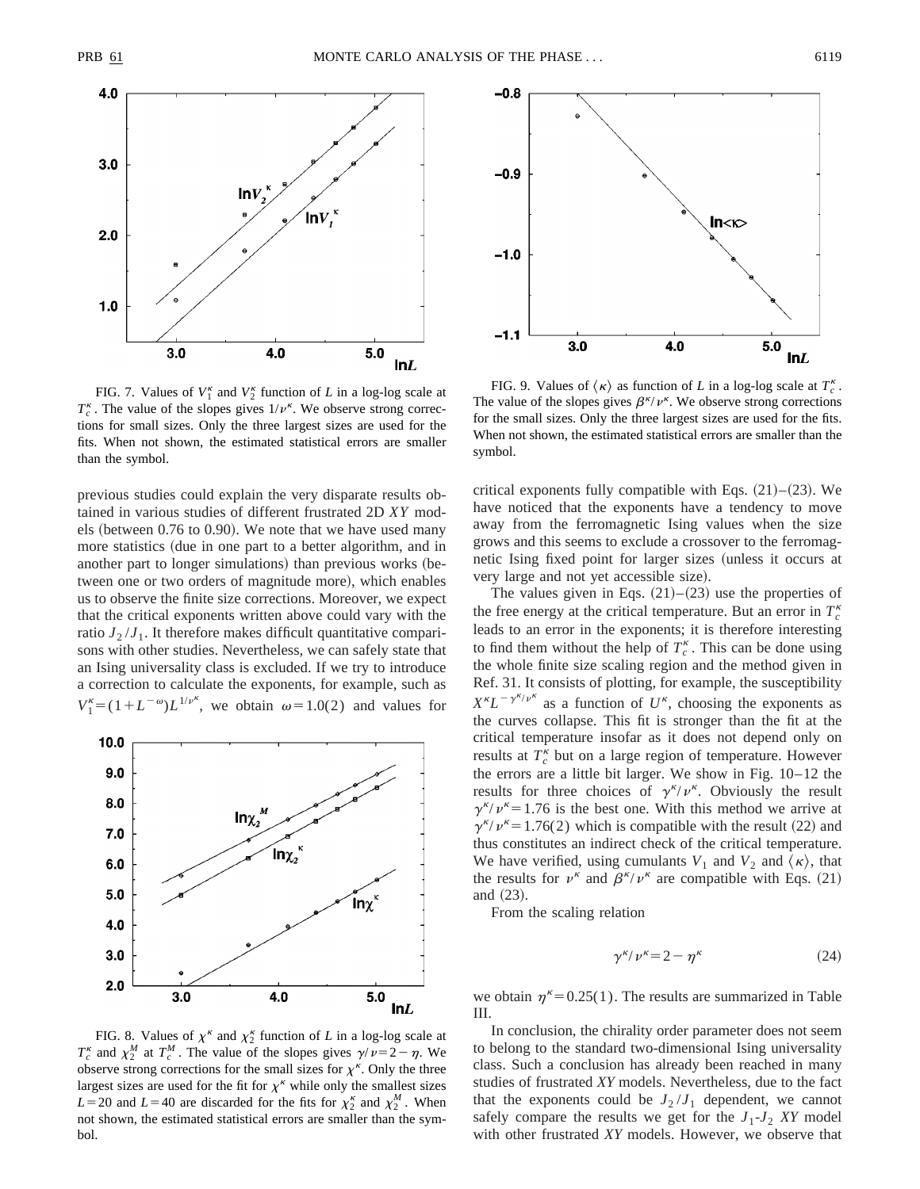FIG. 7. Values of $V_1^\kappa$ and $V_2^\kappa$ function of $L$ in a log-log scale at $T_c^\kappa$. The value of the slopes gives $1/\nu^\kappa$. We observe strong corrections for small sizes. Only the three largest sizes are used for the fits. When not shown, the estimated statistical errors are smaller than the symbol.

previous studies could explain the very disparate results obtained in various studies of different frustrated 2D *XY* models (between 0.76 to 0.90). We note that we have used many more statistics (due in one part to a better algorithm, and in another part to longer simulations) than previous works (between one or two orders of magnitude more), which enables us to observe the finite size corrections. Moreover, we expect that the critical exponents written above could vary with the ratio $J_2/J_1$. It therefore makes difficult quantitative comparisons with other studies. Nevertheless, we can safely state that an Ising universality class is excluded. If we try to introduce a correction to calculate the exponents, for example, such as $V_1^\kappa = (1 + L^{-\omega}) L^{1/\nu^\kappa}$, we obtain $\omega = 1.0(2)$ and values for critical exponents fully compatible with Eqs. (21)–(23). We have noticed that the exponents have a tendency to move away from the ferromagnetic Ising values when the size grows and this seems to exclude a crossover to the ferromagnetic Ising fixed point for larger sizes (unless it occurs at very large and not yet accessible size).

FIG. 8. Values of $\chi^\kappa$ and $\chi_2^\kappa$ function of $L$ in a log-log scale at $T_c^\kappa$ and $\chi_2^M$ at $T_c^M$. The value of the slopes gives $\gamma/\nu = 2 - \eta$. We observe strong corrections for the small sizes for $\chi^\kappa$. Only the three largest sizes are used for the fit for $\chi^\kappa$ while only the smallest sizes $L = 20$ and $L = 40$ are discarded for the fits for $\chi_2^\kappa$ and $\chi_2^M$. When not shown, the estimated statistical errors are smaller than the symbol.

FIG. 9. Values of $\langle \kappa \rangle$ as function of $L$ in a log-log scale at $T_c^\kappa$. The value of the slopes gives $\beta^\kappa/\nu^\kappa$. We observe strong corrections for the small sizes. Only the three largest sizes are used for the fits. When not shown, the estimated statistical errors are smaller than the symbol.

The values given in Eqs. (21)–(23) use the properties of the free energy at the critical temperature. But an error in $T_c^\kappa$ leads to an error in the exponents; it is therefore interesting to find them without the help of $T_c^\kappa$. This can be done using the whole finite size scaling region and the method given in Ref. 31. It consists of plotting, for example, the susceptibility $X^\kappa L^{-\gamma^\kappa/\nu^\kappa}$ as a function of $U^\kappa$, choosing the exponents as the curves collapse. This fit is stronger than the fit at the critical temperature insofar as it does not depend only on results at $T_c^\kappa$ but on a large region of temperature. However the errors are a little bit larger. We show in Fig. 10–12 the results for three choices of $\gamma^\kappa/\nu^\kappa$. Obviously the result $\gamma^\kappa/\nu^\kappa = 1.76$ is the best one. With this method we arrive at $\gamma^\kappa/\nu^\kappa = 1.76(2)$ which is compatible with the result (22) and thus constitutes an indirect check of the critical temperature. We have verified, using cumulants $V_1$ and $V_2$ and $\langle \kappa \rangle$, that the results for $\nu^\kappa$ and $\beta^\kappa/\nu^\kappa$ are compatible with Eqs. (21) and (23).

From the scaling relation

$$\gamma^\kappa/\nu^\kappa = 2 - \eta^\kappa \tag{24}$$

we obtain $\eta^\kappa = 0.25(1)$. The results are summarized in Table III.

In conclusion, the chirality order parameter does not seem to belong to the standard two-dimensional Ising universality class. Such a conclusion has already been reached in many studies of frustrated *XY* models. Nevertheless, due to the fact that the exponents could be $J_2/J_1$ dependent, we cannot safely compare the results we get for the $J_1$-$J_2$ *XY* model with other frustrated *XY* models. However, we observe that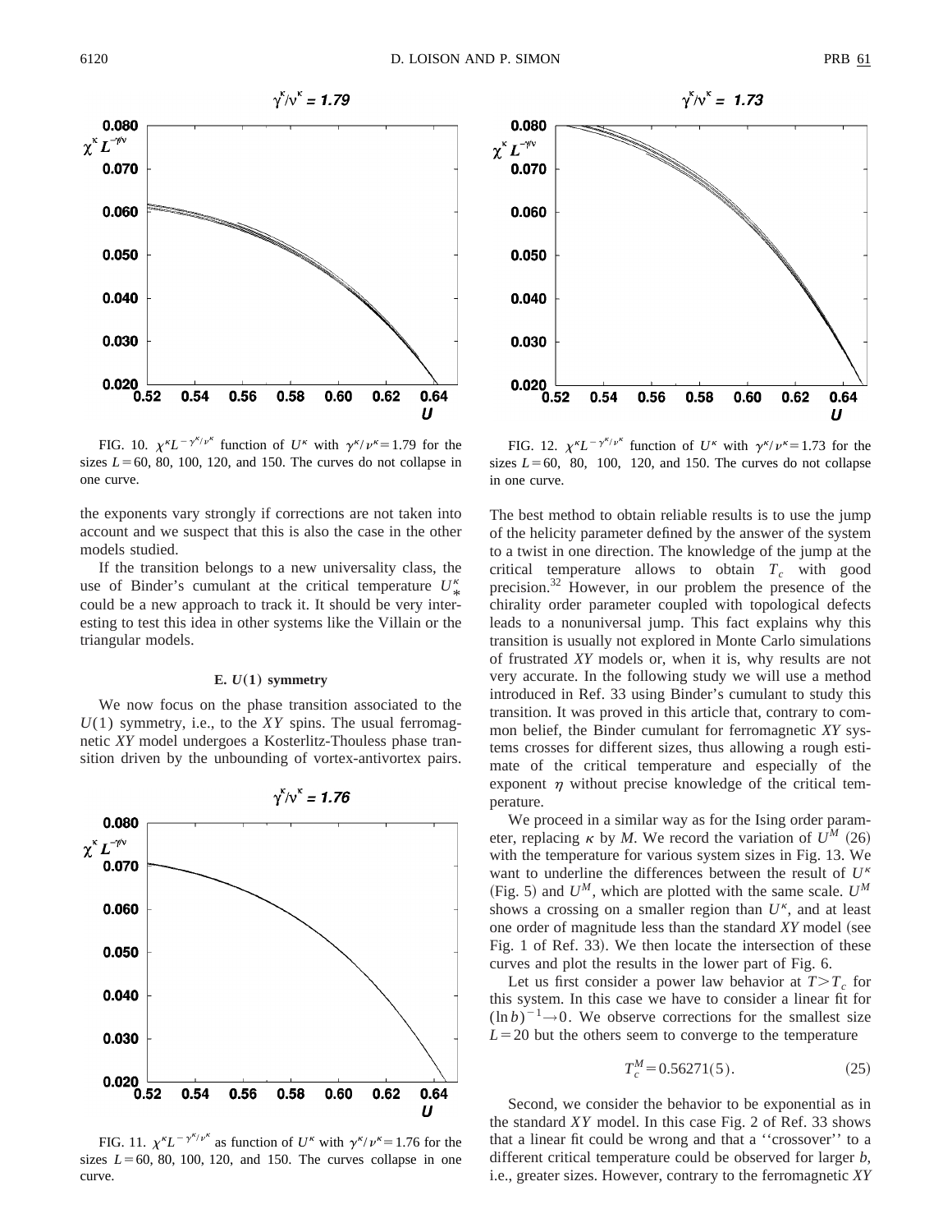FIG. 10. $\chi^\kappa L^{-\gamma^\kappa/\nu^\kappa}$ function of $U^\kappa$ with $\gamma^\kappa/\nu^\kappa = 1.79$ for the sizes $L = 60$, 80, 100, 120, and 150. The curves do not collapse in one curve.

the exponents vary strongly if corrections are not taken into account and we suspect that this is also the case in the other models studied.

If the transition belongs to a new universality class, the use of Binder's cumulant at the critical temperature $U^\kappa_*$ could be a new approach to track it. It should be very interesting to test this idea in other systems like the Villain or the triangular models.

### E. $U(1)$ symmetry

We now focus on the phase transition associated to the $U(1)$ symmetry, i.e., to the *XY* spins. The usual ferromagnetic *XY* model undergoes a Kosterlitz-Thouless phase transition driven by the unbounding of vortex-antivortex pairs.

FIG. 11. $\chi^\kappa L^{-\gamma^\kappa/\nu^\kappa}$ as function of $U^\kappa$ with $\gamma^\kappa/\nu^\kappa = 1.76$ for the sizes $L = 60$, 80, 100, 120, and 150. The curves collapse in one curve.

FIG. 12. $\chi^\kappa L^{-\gamma^\kappa/\nu^\kappa}$ function of $U^\kappa$ with $\gamma^\kappa/\nu^\kappa = 1.73$ for the sizes $L = 60$, 80, 100, 120, and 150. The curves do not collapse in one curve.

The best method to obtain reliable results is to use the jump of the helicity parameter defined by the answer of the system to a twist in one direction. The knowledge of the jump at the critical temperature allows to obtain $T_c$ with good precision.[32] However, in our problem the presence of the chirality order parameter coupled with topological defects leads to a nonuniversal jump. This fact explains why this transition is usually not explored in Monte Carlo simulations of frustrated *XY* models or, when it is, why results are not very accurate. In the following study we will use a method introduced in Ref. 33 using Binder's cumulant to study this transition. It was proved in this article that, contrary to common belief, the Binder cumulant for ferromagnetic *XY* systems crosses for different sizes, thus allowing a rough estimate of the critical temperature and especially of the exponent $\eta$ without precise knowledge of the critical temperature.

We proceed in a similar way as for the Ising order parameter, replacing $\kappa$ by $M$. We record the variation of $U^M$ (26) with the temperature for various system sizes in Fig. 13. We want to underline the differences between the result of $U^\kappa$ (Fig. 5) and $U^M$, which are plotted with the same scale. $U^M$ shows a crossing on a smaller region than $U^\kappa$, and at least one order of magnitude less than the standard *XY* model (see Fig. 1 of Ref. 33). We then locate the intersection of these curves and plot the results in the lower part of Fig. 6.

Let us first consider a power law behavior at $T > T_c$ for this system. In this case we have to consider a linear fit for $(\ln b)^{-1} \to 0$. We observe corrections for the smallest size $L = 20$ but the others seem to converge to the temperature

$$T_c^M = 0.56271(5). \tag{25}$$

Second, we consider the behavior to be exponential as in the standard *XY* model. In this case Fig. 2 of Ref. 33 shows that a linear fit could be wrong and that a "crossover" to a different critical temperature could be observed for larger $b$, i.e., greater sizes. However, contrary to the ferromagnetic *XY*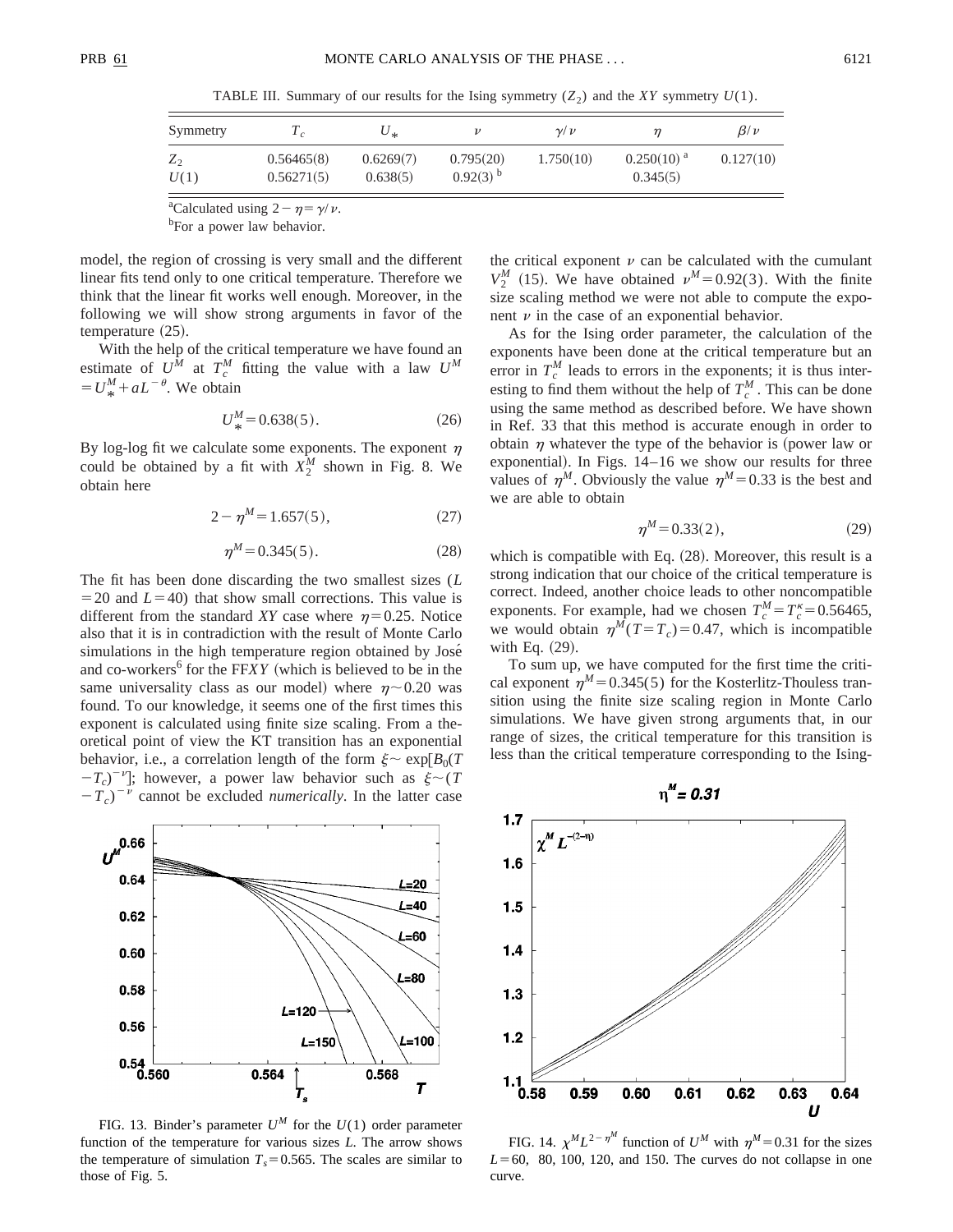TABLE III. Summary of our results for the Ising symmetry ($Z_2$) and the *XY* symmetry $U(1)$.

| Symmetry | $T_c$ | $U_*$ | $\nu$ | $\gamma/\nu$ | $\eta$ | $\beta/\nu$ |
|---|---|---|---|---|---|---|
| $Z_2$ | 0.56465(8) | 0.6269(7) | 0.795(20) | 1.750(10) | 0.250(10) [a] | 0.127(10) |
| $U(1)$ | 0.56271(5) | 0.638(5) | 0.92(3) [b] | | 0.345(5) | |

[a]Calculated using $2-\eta=\gamma/\nu$.

[b]For a power law behavior.

model, the region of crossing is very small and the different linear fits tend only to one critical temperature. Therefore we think that the linear fit works well enough. Moreover, in the following we will show strong arguments in favor of the temperature (25).

With the help of the critical temperature we have found an estimate of $U^M$ at $T_c^M$ fitting the value with a law $U^M = U_*^M + aL^{-\theta}$. We obtain

$$U_*^M = 0.638(5). \tag{26}$$

By log-log fit we calculate some exponents. The exponent $\eta$ could be obtained by a fit with $X_2^M$ shown in Fig. 8. We obtain here

$$2-\eta^M = 1.657(5), \tag{27}$$

$$\eta^M = 0.345(5). \tag{28}$$

The fit has been done discarding the two smallest sizes ($L = 20$ and $L=40$) that show small corrections. This value is different from the standard *XY* case where $\eta = 0.25$. Notice also that it is in contradiction with the result of Monte Carlo simulations in the high temperature region obtained by José and co-workers[6] for the FF*XY* (which is believed to be in the same universality class as our model) where $\eta \sim 0.20$ was found. To our knowledge, it seems one of the first times this exponent is calculated using finite size scaling. From a theoretical point of view the KT transition has an exponential behavior, i.e., a correlation length of the form $\xi \sim \exp[B_0(T-T_c)^{-\nu}]$; however, a power law behavior such as $\xi \sim (T-T_c)^{-\nu}$ cannot be excluded *numerically*. In the latter case the critical exponent $\nu$ can be calculated with the cumulant $V_2^M$ (15). We have obtained $\nu^M = 0.92(3)$. With the finite size scaling method we were not able to compute the exponent $\nu$ in the case of an exponential behavior.

As for the Ising order parameter, the calculation of the exponents have been done at the critical temperature but an error in $T_c^M$ leads to errors in the exponents; it is thus interesting to find them without the help of $T_c^M$. This can be done using the same method as described before. We have shown in Ref. 33 that this method is accurate enough in order to obtain $\eta$ whatever the type of the behavior is (power law or exponential). In Figs. 14–16 we show our results for three values of $\eta^M$. Obviously the value $\eta^M = 0.33$ is the best and we are able to obtain

$$\eta^M = 0.33(2), \tag{29}$$

which is compatible with Eq. (28). Moreover, this result is a strong indication that our choice of the critical temperature is correct. Indeed, another choice leads to other noncompatible exponents. For example, had we chosen $T_c^M = T_c^\kappa = 0.56465$, we would obtain $\eta^M(T=T_c) = 0.47$, which is incompatible with Eq. (29).

To sum up, we have computed for the first time the critical exponent $\eta^M = 0.345(5)$ for the Kosterlitz-Thouless transition using the finite size scaling region in Monte Carlo simulations. We have given strong arguments that, in our range of sizes, the critical temperature for this transition is less than the critical temperature corresponding to the Ising-

FIG. 13. Binder's parameter $U^M$ for the $U(1)$ order parameter function of the temperature for various sizes $L$. The arrow shows the temperature of simulation $T_s = 0.565$. The scales are similar to those of Fig. 5.

FIG. 14. $\chi^M L^{2-\eta^M}$ function of $U^M$ with $\eta^M = 0.31$ for the sizes $L = 60$, 80, 100, 120, and 150. The curves do not collapse in one curve.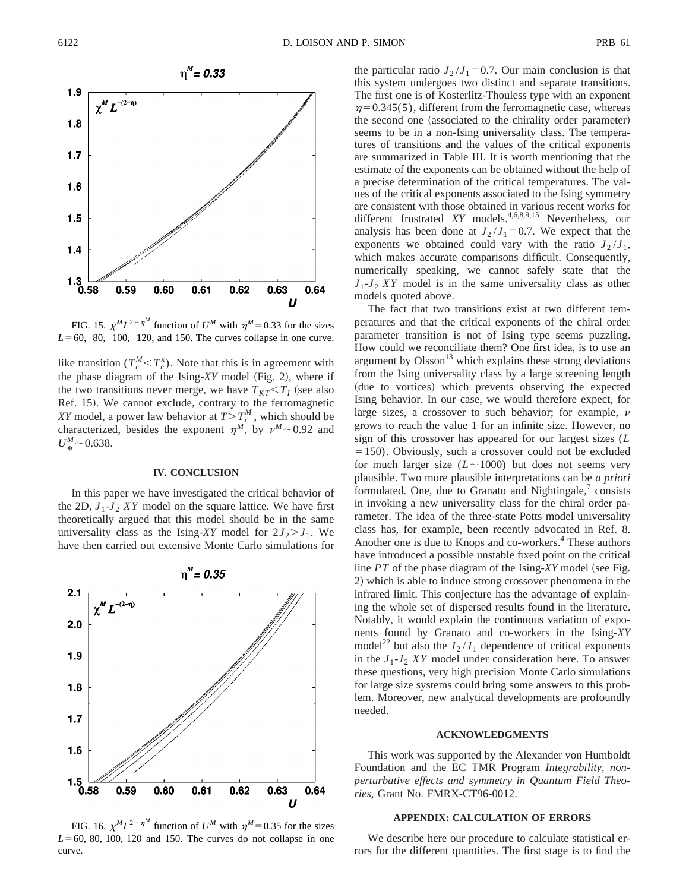FIG. 15. $\chi^M L^{2-\eta^M}$ function of $U^M$ with $\eta^M = 0.33$ for the sizes $L = 60$, 80, 100, 120, and 150. The curves collapse in one curve.

like transition ($T_c^M < T_c^\kappa$). Note that this is in agreement with the phase diagram of the Ising-*XY* model (Fig. 2), where if the two transitions never merge, we have $T_{KT} < T_I$ (see also Ref. 15). We cannot exclude, contrary to the ferromagnetic *XY* model, a power law behavior at $T > T_c^M$, which should be characterized, besides the exponent $\eta^M$, by $\nu^M \sim 0.92$ and $U_*^M \sim 0.638$.

## IV. CONCLUSION

In this paper we have investigated the critical behavior of the 2D, $J_1$-$J_2$ *XY* model on the square lattice. We have first theoretically argued that this model should be in the same universality class as the Ising-*XY* model for $2J_2 > J_1$. We have then carried out extensive Monte Carlo simulations for the particular ratio $J_2/J_1 = 0.7$. Our main conclusion is that this system undergoes two distinct and separate transitions. The first one is of Kosterlitz-Thouless type with an exponent $\eta = 0.345(5)$, different from the ferromagnetic case, whereas the second one (associated to the chirality order parameter) seems to be in a non-Ising universality class. The temperatures of transitions and the values of the critical exponents are summarized in Table III. It is worth mentioning that the estimate of the exponents can be obtained without the help of a precise determination of the critical temperatures. The values of the critical exponents associated to the Ising symmetry are consistent with those obtained in various recent works for different frustrated *XY* models.[4,6,8,9,15] Nevertheless, our analysis has been done at $J_2/J_1 = 0.7$. We expect that the exponents we obtained could vary with the ratio $J_2/J_1$, which makes accurate comparisons difficult. Consequently, numerically speaking, we cannot safely state that the $J_1$-$J_2$ *XY* model is in the same universality class as other models quoted above.

The fact that two transitions exist at two different temperatures and that the critical exponents of the chiral order parameter transition is not of Ising type seems puzzling. How could we reconciliate them? One first idea, is to use an argument by Olsson[13] which explains these strong deviations from the Ising universality class by a large screening length (due to vortices) which prevents observing the expected Ising behavior. In our case, we would therefore expect, for large sizes, a crossover to such behavior; for example, $\nu$ grows to reach the value 1 for an infinite size. However, no sign of this crossover has appeared for our largest sizes ($L = 150$). Obviously, such a crossover could not be excluded for much larger size ($L \sim 1000$) but does not seems very plausible. Two more plausible interpretations can be *a priori* formulated. One, due to Granato and Nightingale,[7] consists in invoking a new universality class for the chiral order parameter. The idea of the three-state Potts model universality class has, for example, been recently advocated in Ref. 8. Another one is due to Knops and co-workers.[4] These authors have introduced a possible unstable fixed point on the critical line *PT* of the phase diagram of the Ising-*XY* model (see Fig. 2) which is able to induce strong crossover phenomena in the infrared limit. This conjecture has the advantage of explaining the whole set of dispersed results found in the literature. Notably, it would explain the continuous variation of exponents found by Granato and co-workers in the Ising-*XY* model[22] but also the $J_2/J_1$ dependence of critical exponents in the $J_1$-$J_2$ *XY* model under consideration here. To answer these questions, very high precision Monte Carlo simulations for large size systems could bring some answers to this problem. Moreover, new analytical developments are profoundly needed.

FIG. 16. $\chi^M L^{2-\eta^M}$ function of $U^M$ with $\eta^M = 0.35$ for the sizes $L = 60$, 80, 100, 120 and 150. The curves do not collapse in one curve.

## ACKNOWLEDGMENTS

This work was supported by the Alexander von Humboldt Foundation and the EC TMR Program *Integrability, nonperturbative effects and symmetry in Quantum Field Theories*, Grant No. FMRX-CT96-0012.

## APPENDIX: CALCULATION OF ERRORS

We describe here our procedure to calculate statistical errors for the different quantities. The first stage is to find the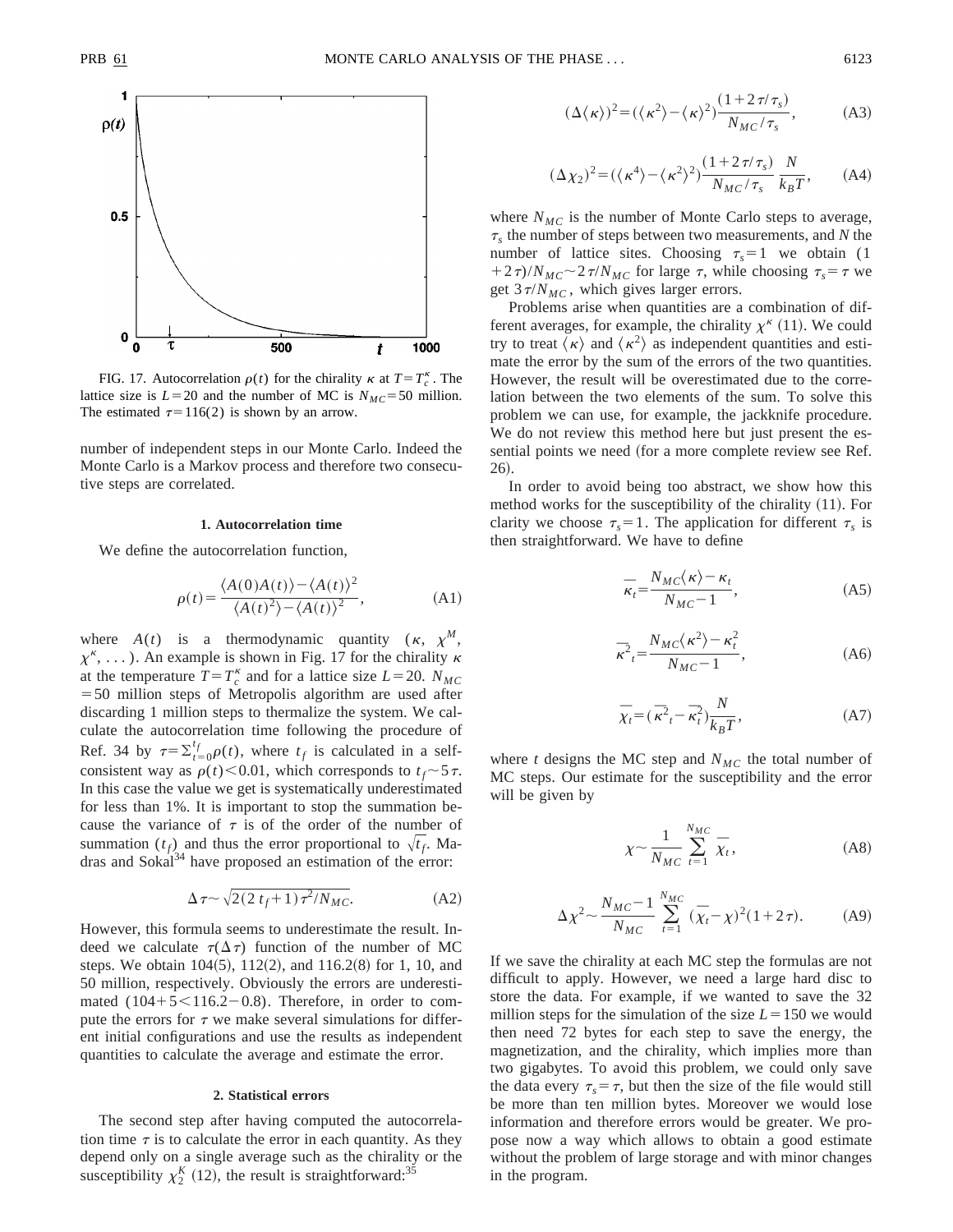FIG. 17. Autocorrelation $\rho(t)$ for the chirality $\kappa$ at $T=T_c^\kappa$. The lattice size is $L=20$ and the number of MC is $N_{MC}=50$ million. The estimated $\tau=116(2)$ is shown by an arrow.

number of independent steps in our Monte Carlo. Indeed the Monte Carlo is a Markov process and therefore two consecutive steps are correlated.

#### 1. Autocorrelation time

We define the autocorrelation function,

$$\rho(t)=\frac{\langle A(0)A(t)\rangle-\langle A(t)\rangle^2}{\langle A(t)^2\rangle-\langle A(t)\rangle^2}, \tag{A1}$$

where $A(t)$ is a thermodynamic quantity ($\kappa$, $\chi^M$, $\chi^\kappa$, ...). An example is shown in Fig. 17 for the chirality $\kappa$ at the temperature $T=T_c^\kappa$ and for a lattice size $L=20$. $N_{MC}=50$ million steps of Metropolis algorithm are used after discarding 1 million steps to thermalize the system. We calculate the autocorrelation time following the procedure of Ref. 34 by $\tau=\sum_{t=0}^{t_f}\rho(t)$, where $t_f$ is calculated in a self-consistent way as $\rho(t)<0.01$, which corresponds to $t_f\sim 5\tau$. In this case the value we get is systematically underestimated for less than 1%. It is important to stop the summation because the variance of $\tau$ is of the order of the number of summation ($t_f$) and thus the error proportional to $\sqrt{t_f}$. Madras and Sokal[34] have proposed an estimation of the error:

$$\Delta\tau\sim\sqrt{2(2\,t_f+1)\tau^2/N_{MC}}. \tag{A2}$$

However, this formula seems to underestimate the result. Indeed we calculate $\tau(\Delta\tau)$ function of the number of MC steps. We obtain 104(5), 112(2), and 116.2(8) for 1, 10, and 50 million, respectively. Obviously the errors are underestimated ($104+5<116.2-0.8$). Therefore, in order to compute the errors for $\tau$ we make several simulations for different initial configurations and use the results as independent quantities to calculate the average and estimate the error.

#### 2. Statistical errors

The second step after having computed the autocorrelation time $\tau$ is to calculate the error in each quantity. As they depend only on a single average such as the chirality or the susceptibility $\chi_2^K$ (12), the result is straightforward:[35]

$$(\Delta\langle\kappa\rangle)^2=(\langle\kappa^2\rangle-\langle\kappa\rangle^2)\frac{(1+2\tau/\tau_s)}{N_{MC}/\tau_s}, \tag{A3}$$

$$(\Delta\chi_2)^2=(\langle\kappa^4\rangle-\langle\kappa^2\rangle^2)\frac{(1+2\tau/\tau_s)}{N_{MC}/\tau_s}\,\frac{N}{k_BT}, \tag{A4}$$

where $N_{MC}$ is the number of Monte Carlo steps to average, $\tau_s$ the number of steps between two measurements, and $N$ the number of lattice sites. Choosing $\tau_s=1$ we obtain $(1+2\tau)/N_{MC}\sim 2\tau/N_{MC}$ for large $\tau$, while choosing $\tau_s=\tau$ we get $3\tau/N_{MC}$, which gives larger errors.

Problems arise when quantities are a combination of different averages, for example, the chirality $\chi^\kappa$ (11). We could try to treat $\langle\kappa\rangle$ and $\langle\kappa^2\rangle$ as independent quantities and estimate the error by the sum of the errors of the two quantities. However, the result will be overestimated due to the correlation between the two elements of the sum. To solve this problem we can use, for example, the jackknife procedure. We do not review this method here but just present the essential points we need (for a more complete review see Ref. 26).

In order to avoid being too abstract, we show how this method works for the susceptibility of the chirality (11). For clarity we choose $\tau_s=1$. The application for different $\tau_s$ is then straightforward. We have to define

$$\overline{\kappa}_t=\frac{N_{MC}\langle\kappa\rangle-\kappa_t}{N_{MC}-1}, \tag{A5}$$

$$\overline{\kappa^2}_t=\frac{N_{MC}\langle\kappa^2\rangle-\kappa_t^2}{N_{MC}-1}, \tag{A6}$$

$$\overline{\chi}_t=(\overline{\kappa^2}_t-\overline{\kappa}_t^2)\frac{N}{k_BT}, \tag{A7}$$

where $t$ designs the MC step and $N_{MC}$ the total number of MC steps. Our estimate for the susceptibility and the error will be given by

$$\chi\sim\frac{1}{N_{MC}}\sum_{t=1}^{N_{MC}}\overline{\chi}_t, \tag{A8}$$

$$\Delta\chi^2\sim\frac{N_{MC}-1}{N_{MC}}\sum_{t=1}^{N_{MC}}(\overline{\chi}_t-\chi)^2(1+2\tau). \tag{A9}$$

If we save the chirality at each MC step the formulas are not difficult to apply. However, we need a large hard disc to store the data. For example, if we wanted to save the 32 million steps for the simulation of the size $L=150$ we would then need 72 bytes for each step to save the energy, the magnetization, and the chirality, which implies more than two gigabytes. To avoid this problem, we could only save the data every $\tau_s=\tau$, but then the size of the file would still be more than ten million bytes. Moreover we would lose information and therefore errors would be greater. We propose now a way which allows to obtain a good estimate without the problem of large storage and with minor changes in the program.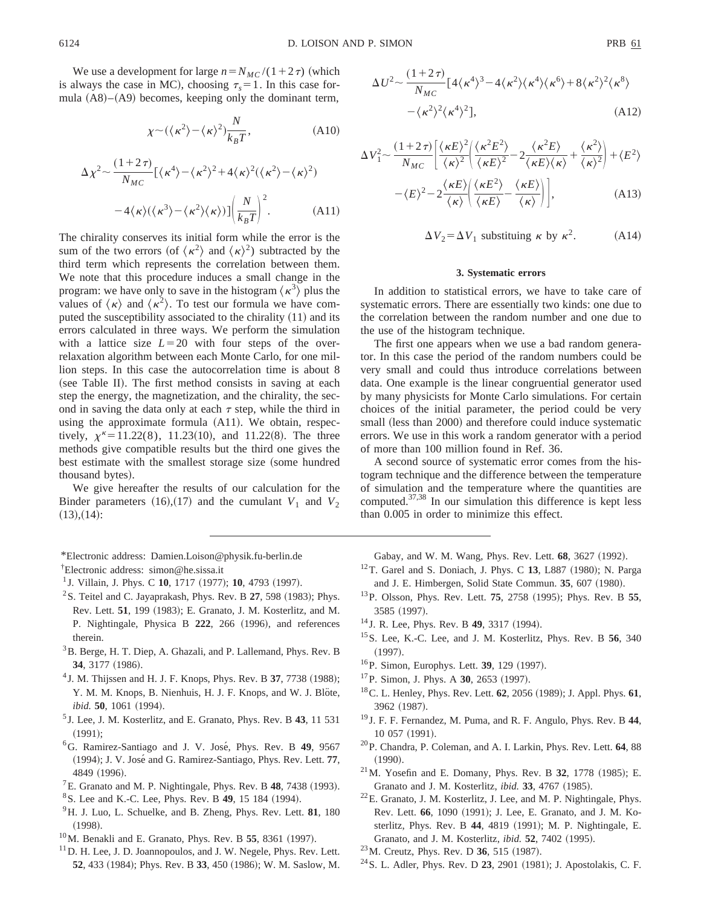We use a development for large $n=N_{MC}/(1+2\tau)$ (which is always the case in MC), choosing $\tau_s=1$. In this case formula (A8)–(A9) becomes, keeping only the dominant term,

$$\chi \sim (\langle \kappa^2 \rangle - \langle \kappa \rangle^2)\frac{N}{k_B T}, \tag{A10}$$

$$\Delta\chi^2 \sim \frac{(1+2\tau)}{N_{MC}}[\langle \kappa^4 \rangle - \langle \kappa^2 \rangle^2 + 4\langle \kappa \rangle^2(\langle \kappa^2 \rangle - \langle \kappa \rangle^2) - 4\langle \kappa \rangle(\langle \kappa^3 \rangle - \langle \kappa^2 \rangle \langle \kappa \rangle)]\left(\frac{N}{k_B T}\right)^2. \tag{A11}$$

The chirality conserves its initial form while the error is the sum of the two errors (of $\langle \kappa^2 \rangle$ and $\langle \kappa \rangle^2$) subtracted by the third term which represents the correlation between them. We note that this procedure induces a small change in the program: we have only to save in the histogram $\langle \kappa^3 \rangle$ plus the values of $\langle \kappa \rangle$ and $\langle \kappa^2 \rangle$. To test our formula we have computed the susceptibility associated to the chirality (11) and its errors calculated in three ways. We perform the simulation with a lattice size $L=20$ with four steps of the overrelaxation algorithm between each Monte Carlo, for one million steps. In this case the autocorrelation time is about 8 (see Table II). The first method consists in saving at each step the energy, the magnetization, and the chirality, the second in saving the data only at each $\tau$ step, while the third in using the approximate formula (A11). We obtain, respectively, $\chi^\kappa = 11.22(8)$, $11.23(10)$, and $11.22(8)$. The three methods give compatible results but the third one gives the best estimate with the smallest storage size (some hundred thousand bytes).

We give hereafter the results of our calculation for the Binder parameters (16),(17) and the cumulant $V_1$ and $V_2$ (13),(14):

$$\Delta U^2 \sim \frac{(1+2\tau)}{N_{MC}}[4\langle \kappa^4 \rangle^3 - 4\langle \kappa^2 \rangle \langle \kappa^4 \rangle \langle \kappa^6 \rangle + 8\langle \kappa^2 \rangle^2 \langle \kappa^8 \rangle - \langle \kappa^2 \rangle^2 \langle \kappa^4 \rangle^2], \tag{A12}$$

$$\Delta V_1^2 \sim \frac{(1+2\tau)}{N_{MC}}\left[\frac{\langle \kappa E \rangle^2}{\langle \kappa \rangle^2}\left(\frac{\langle \kappa^2 E^2 \rangle}{\langle \kappa E \rangle^2} - 2\frac{\langle \kappa^2 E \rangle}{\langle \kappa E \rangle \langle \kappa \rangle} + \frac{\langle \kappa^2 \rangle}{\langle \kappa \rangle^2}\right) + \langle E^2 \rangle - \langle E \rangle^2 - 2\frac{\langle \kappa E \rangle}{\langle \kappa \rangle}\left(\frac{\langle \kappa E^2 \rangle}{\langle \kappa E \rangle} - \frac{\langle \kappa E \rangle}{\langle \kappa \rangle}\right)\right], \tag{A13}$$

$$\Delta V_2 = \Delta V_1 \text{ substituing } \kappa \text{ by } \kappa^2. \tag{A14}$$

### 3. Systematic errors

In addition to statistical errors, we have to take care of systematic errors. There are essentially two kinds: one due to the correlation between the random number and one due to the use of the histogram technique.

The first one appears when we use a bad random generator. In this case the period of the random numbers could be very small and could thus introduce correlations between data. One example is the linear congruential generator used by many physicists for Monte Carlo simulations. For certain choices of the initial parameter, the period could be very small (less than 2000) and therefore could induce systematic errors. We use in this work a random generator with a period of more than 100 million found in Ref. 36.

A second source of systematic error comes from the histogram technique and the difference between the temperature of simulation and the temperature where the quantities are computed.[37,38] In our simulation this difference is kept less than 0.005 in order to minimize this effect.

---

*Electronic address: Damien.Loison@physik.fu-berlin.de

†Electronic address: simon@he.sissa.it

[1] J. Villain, J. Phys. C **10**, 1717 (1977); **10**, 4793 (1997).

[2] S. Teitel and C. Jayaprakash, Phys. Rev. B **27**, 598 (1983); Phys. Rev. Lett. **51**, 199 (1983); E. Granato, J. M. Kosterlitz, and M. P. Nightingale, Physica B **222**, 266 (1996), and references therein.

[3] B. Berge, H. T. Diep, A. Ghazali, and P. Lallemand, Phys. Rev. B **34**, 3177 (1986).

[4] J. M. Thijssen and H. J. F. Knops, Phys. Rev. B **37**, 7738 (1988); Y. M. M. Knops, B. Nienhuis, H. J. F. Knops, and W. J. Blöte, *ibid.* **50**, 1061 (1994).

[5] J. Lee, J. M. Kosterlitz, and E. Granato, Phys. Rev. B **43**, 11 531 (1991);

[6] G. Ramirez-Santiago and J. V. José, Phys. Rev. B **49**, 9567 (1994); J. V. José and G. Ramirez-Santiago, Phys. Rev. Lett. **77**, 4849 (1996).

[7] E. Granato and M. P. Nightingale, Phys. Rev. B **48**, 7438 (1993).

[8] S. Lee and K.-C. Lee, Phys. Rev. B **49**, 15 184 (1994).

[9] H. J. Luo, L. Schuelke, and B. Zheng, Phys. Rev. Lett. **81**, 180 (1998).

[10] M. Benakli and E. Granato, Phys. Rev. B **55**, 8361 (1997).

[11] D. H. Lee, J. D. Joannopoulos, and J. W. Negele, Phys. Rev. Lett. **52**, 433 (1984); Phys. Rev. B **33**, 450 (1986); W. M. Saslow, M. Gabay, and W. M. Wang, Phys. Rev. Lett. **68**, 3627 (1992).

[12] T. Garel and S. Doniach, J. Phys. C **13**, L887 (1980); N. Parga and J. E. Himbergen, Solid State Commun. **35**, 607 (1980).

[13] P. Olsson, Phys. Rev. Lett. **75**, 2758 (1995); Phys. Rev. B **55**, 3585 (1997).

[14] J. R. Lee, Phys. Rev. B **49**, 3317 (1994).

[15] S. Lee, K.-C. Lee, and J. M. Kosterlitz, Phys. Rev. B **56**, 340 (1997).

[16] P. Simon, Europhys. Lett. **39**, 129 (1997).

[17] P. Simon, J. Phys. A **30**, 2653 (1997).

[18] C. L. Henley, Phys. Rev. Lett. **62**, 2056 (1989); J. Appl. Phys. **61**, 3962 (1987).

[19] J. F. F. Fernandez, M. Puma, and R. F. Angulo, Phys. Rev. B **44**, 10 057 (1991).

[20] P. Chandra, P. Coleman, and A. I. Larkin, Phys. Rev. Lett. **64**, 88 (1990).

[21] M. Yosefin and E. Domany, Phys. Rev. B **32**, 1778 (1985); E. Granato and J. M. Kosterlitz, *ibid.* **33**, 4767 (1985).

[22] E. Granato, J. M. Kosterlitz, J. Lee, and M. P. Nightingale, Phys. Rev. Lett. **66**, 1090 (1991); J. Lee, E. Granato, and J. M. Kosterlitz, Phys. Rev. B **44**, 4819 (1991); M. P. Nightingale, E. Granato, and J. M. Kosterlitz, *ibid.* **52**, 7402 (1995).

[23] M. Creutz, Phys. Rev. D **36**, 515 (1987).

[24] S. L. Adler, Phys. Rev. D **23**, 2901 (1981); J. Apostolakis, C. F.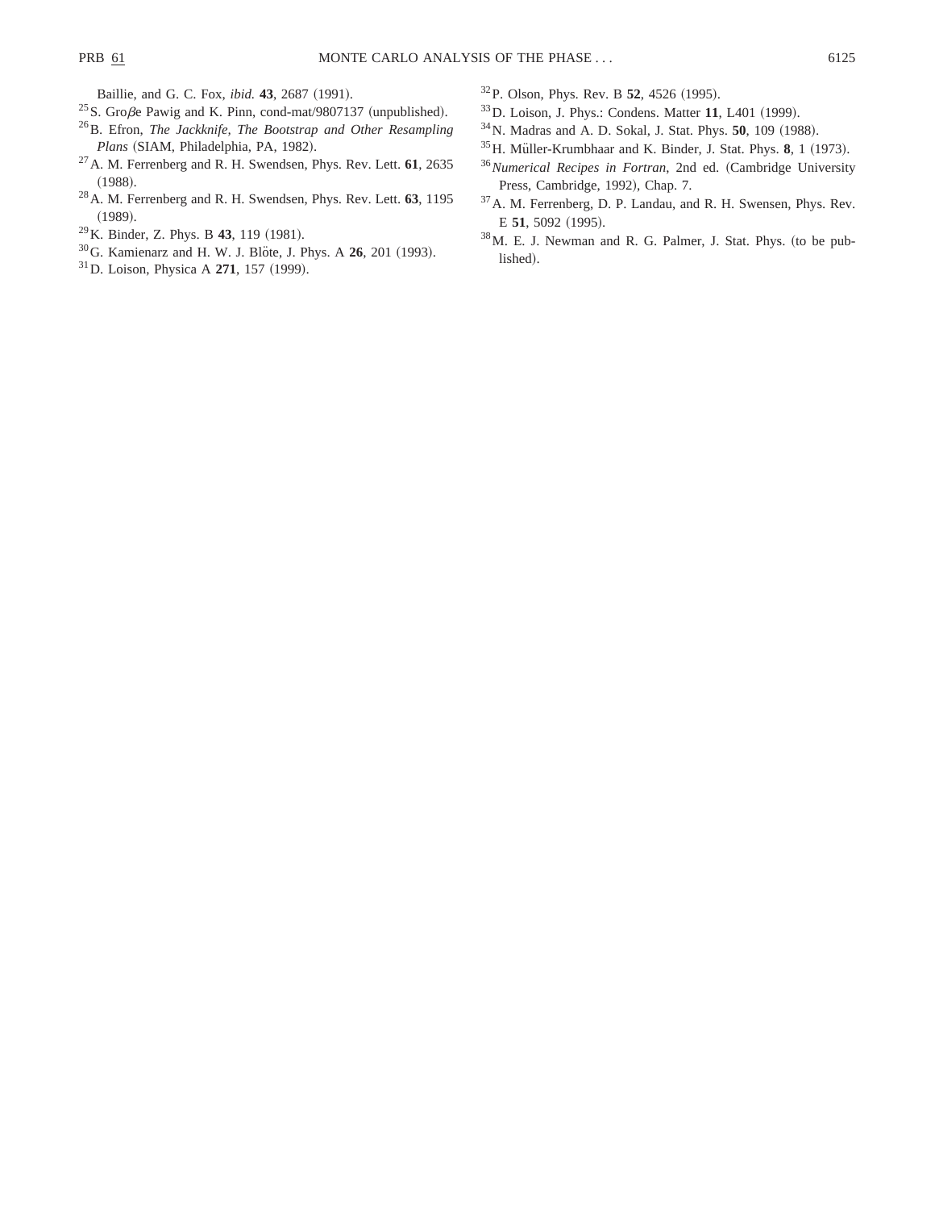Baillie, and G. C. Fox, *ibid.* **43**, 2687 (1991).

[25] S. Groβe Pawig and K. Pinn, cond-mat/9807137 (unpublished).

[26] B. Efron, *The Jackknife, The Bootstrap and Other Resampling Plans* (SIAM, Philadelphia, PA, 1982).

[27] A. M. Ferrenberg and R. H. Swendsen, Phys. Rev. Lett. **61**, 2635 (1988).

[28] A. M. Ferrenberg and R. H. Swendsen, Phys. Rev. Lett. **63**, 1195 (1989).

[29] K. Binder, Z. Phys. B **43**, 119 (1981).

[30] G. Kamienarz and H. W. J. Blöte, J. Phys. A **26**, 201 (1993).

[31] D. Loison, Physica A **271**, 157 (1999).

[32] P. Olson, Phys. Rev. B **52**, 4526 (1995).

[33] D. Loison, J. Phys.: Condens. Matter **11**, L401 (1999).

[34] N. Madras and A. D. Sokal, J. Stat. Phys. **50**, 109 (1988).

[35] H. Müller-Krumbhaar and K. Binder, J. Stat. Phys. **8**, 1 (1973).

[36] *Numerical Recipes in Fortran*, 2nd ed. (Cambridge University Press, Cambridge, 1992), Chap. 7.

[37] A. M. Ferrenberg, D. P. Landau, and R. H. Swensen, Phys. Rev. E **51**, 5092 (1995).

[38] M. E. J. Newman and R. G. Palmer, J. Stat. Phys. (to be published).